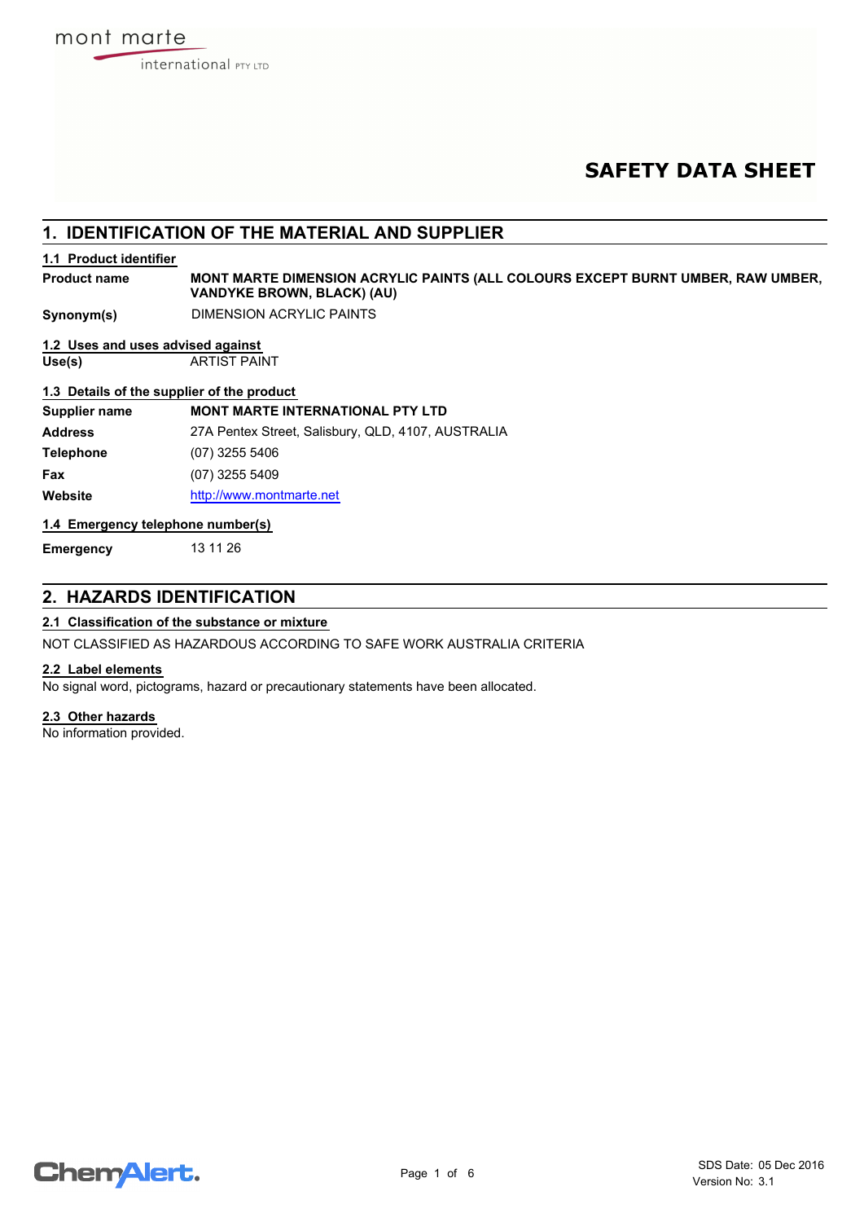mont marte international PTY LTD

# SAFETY DATA SHEET

## 1. IDENTIFICATION OF THE MATERIAL AND SUPPLIER

### 1.1 Product identifier

| | |
|---|---|
| **Product name** | **MONT MARTE DIMENSION ACRYLIC PAINTS (ALL COLOURS EXCEPT BURNT UMBER, RAW UMBER, VANDYKE BROWN, BLACK) (AU)** |
| **Synonym(s)** | DIMENSION ACRYLIC PAINTS |

### 1.2 Uses and uses advised against

| | |
|---|---|
| **Use(s)** | ARTIST PAINT |

### 1.3 Details of the supplier of the product

| | |
|---|---|
| **Supplier name** | **MONT MARTE INTERNATIONAL PTY LTD** |
| **Address** | 27A Pentex Street, Salisbury, QLD, 4107, AUSTRALIA |
| **Telephone** | (07) 3255 5406 |
| **Fax** | (07) 3255 5409 |
| **Website** | http://www.montmarte.net |

### 1.4 Emergency telephone number(s)

| | |
|---|---|
| **Emergency** | 13 11 26 |

## 2. HAZARDS IDENTIFICATION

### 2.1 Classification of the substance or mixture

NOT CLASSIFIED AS HAZARDOUS ACCORDING TO SAFE WORK AUSTRALIA CRITERIA

### 2.2 Label elements

No signal word, pictograms, hazard or precautionary statements have been allocated.

### 2.3 Other hazards

No information provided.

SDS Date: 05 Dec 2016
Version No: 3.1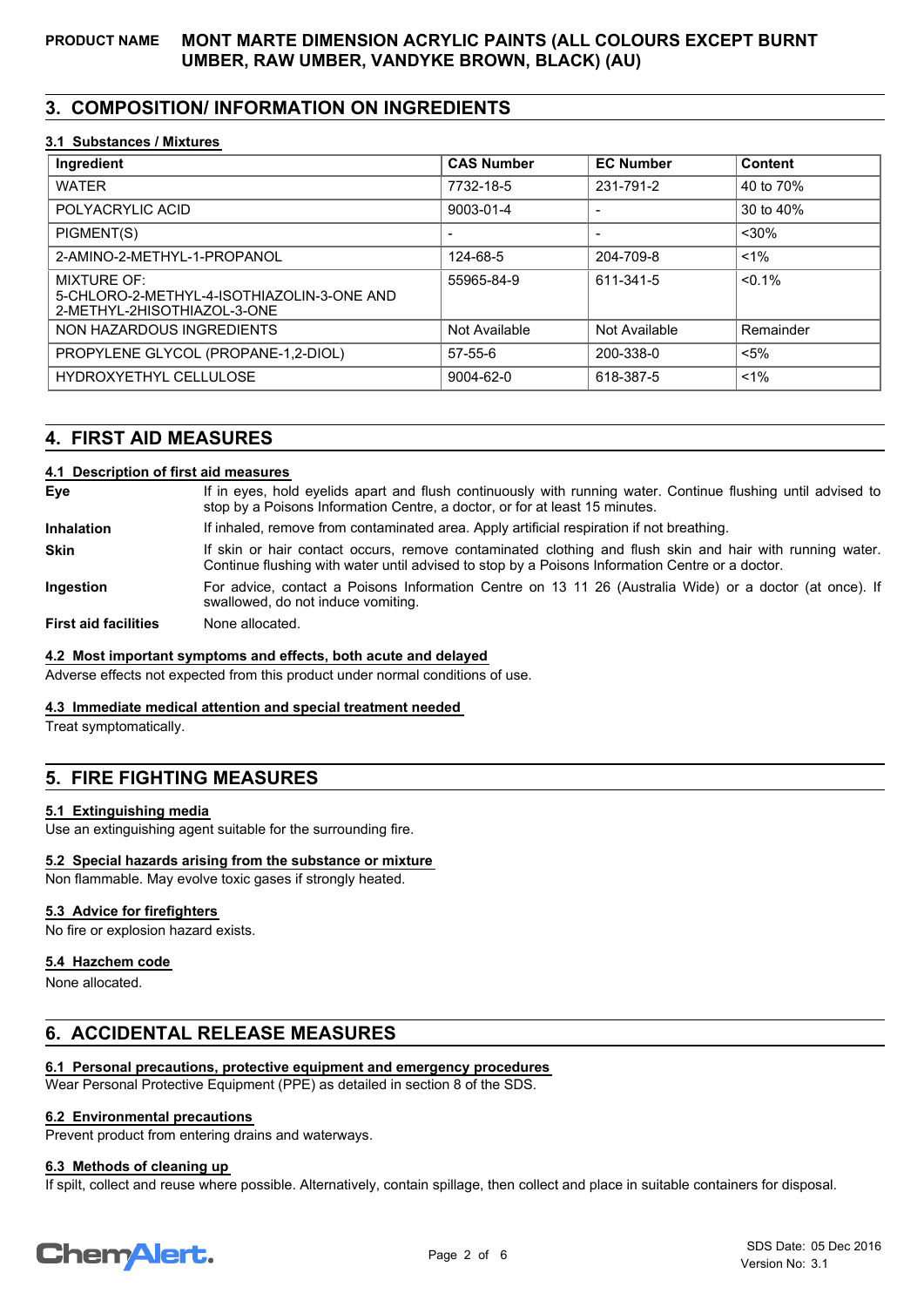## 3. COMPOSITION/ INFORMATION ON INGREDIENTS

### 3.1 Substances / Mixtures

| Ingredient | CAS Number | EC Number | Content |
|---|---|---|---|
| WATER | 7732-18-5 | 231-791-2 | 40 to 70% |
| POLYACRYLIC ACID | 9003-01-4 | - | 30 to 40% |
| PIGMENT(S) | - | - | <30% |
| 2-AMINO-2-METHYL-1-PROPANOL | 124-68-5 | 204-709-8 | <1% |
| MIXTURE OF: 5-CHLORO-2-METHYL-4-ISOTHIAZOLIN-3-ONE AND 2-METHYL-2HISOTHIAZOL-3-ONE | 55965-84-9 | 611-341-5 | <0.1% |
| NON HAZARDOUS INGREDIENTS | Not Available | Not Available | Remainder |
| PROPYLENE GLYCOL (PROPANE-1,2-DIOL) | 57-55-6 | 200-338-0 | <5% |
| HYDROXYETHYL CELLULOSE | 9004-62-0 | 618-387-5 | <1% |

## 4. FIRST AID MEASURES

### 4.1 Description of first aid measures

**Eye** If in eyes, hold eyelids apart and flush continuously with running water. Continue flushing until advised to stop by a Poisons Information Centre, a doctor, or for at least 15 minutes.

**Inhalation** If inhaled, remove from contaminated area. Apply artificial respiration if not breathing.

**Skin** If skin or hair contact occurs, remove contaminated clothing and flush skin and hair with running water. Continue flushing with water until advised to stop by a Poisons Information Centre or a doctor.

**Ingestion** For advice, contact a Poisons Information Centre on 13 11 26 (Australia Wide) or a doctor (at once). If swallowed, do not induce vomiting.

**First aid facilities** None allocated.

### 4.2 Most important symptoms and effects, both acute and delayed

Adverse effects not expected from this product under normal conditions of use.

### 4.3 Immediate medical attention and special treatment needed

Treat symptomatically.

## 5. FIRE FIGHTING MEASURES

### 5.1 Extinguishing media

Use an extinguishing agent suitable for the surrounding fire.

### 5.2 Special hazards arising from the substance or mixture

Non flammable. May evolve toxic gases if strongly heated.

### 5.3 Advice for firefighters

No fire or explosion hazard exists.

### 5.4 Hazchem code

None allocated.

## 6. ACCIDENTAL RELEASE MEASURES

### 6.1 Personal precautions, protective equipment and emergency procedures

Wear Personal Protective Equipment (PPE) as detailed in section 8 of the SDS.

### 6.2 Environmental precautions

Prevent product from entering drains and waterways.

### 6.3 Methods of cleaning up

If spilt, collect and reuse where possible. Alternatively, contain spillage, then collect and place in suitable containers for disposal.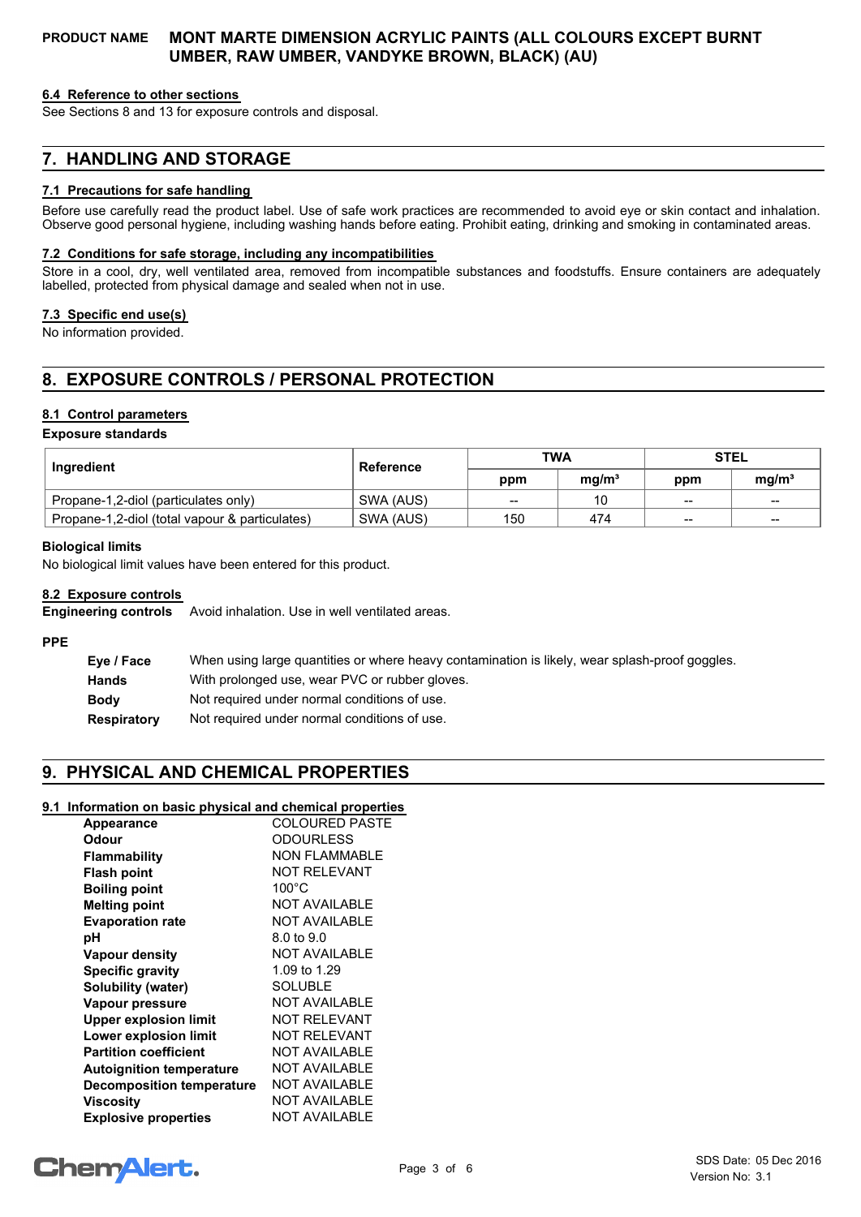### 6.4 Reference to other sections

See Sections 8 and 13 for exposure controls and disposal.

## 7. HANDLING AND STORAGE

### 7.1 Precautions for safe handling

Before use carefully read the product label. Use of safe work practices are recommended to avoid eye or skin contact and inhalation. Observe good personal hygiene, including washing hands before eating. Prohibit eating, drinking and smoking in contaminated areas.

### 7.2 Conditions for safe storage, including any incompatibilities

Store in a cool, dry, well ventilated area, removed from incompatible substances and foodstuffs. Ensure containers are adequately labelled, protected from physical damage and sealed when not in use.

### 7.3 Specific end use(s)

No information provided.

## 8. EXPOSURE CONTROLS / PERSONAL PROTECTION

### 8.1 Control parameters

**Exposure standards**

| Ingredient | Reference | TWA | | STEL | |
|---|---|---|---|---|---|
| | | ppm | mg/m³ | ppm | mg/m³ |
| Propane-1,2-diol (particulates only) | SWA (AUS) | -- | 10 | -- | -- |
| Propane-1,2-diol (total vapour & particulates) | SWA (AUS) | 150 | 474 | -- | -- |

**Biological limits**

No biological limit values have been entered for this product.

### 8.2 Exposure controls

**Engineering controls** Avoid inhalation. Use in well ventilated areas.

**PPE**

| | |
|---|---|
| **Eye / Face** | When using large quantities or where heavy contamination is likely, wear splash-proof goggles. |
| **Hands** | With prolonged use, wear PVC or rubber gloves. |
| **Body** | Not required under normal conditions of use. |
| **Respiratory** | Not required under normal conditions of use. |

## 9. PHYSICAL AND CHEMICAL PROPERTIES

### 9.1 Information on basic physical and chemical properties

| | |
|---|---|
| **Appearance** | COLOURED PASTE |
| **Odour** | ODOURLESS |
| **Flammability** | NON FLAMMABLE |
| **Flash point** | NOT RELEVANT |
| **Boiling point** | 100°C |
| **Melting point** | NOT AVAILABLE |
| **Evaporation rate** | NOT AVAILABLE |
| **pH** | 8.0 to 9.0 |
| **Vapour density** | NOT AVAILABLE |
| **Specific gravity** | 1.09 to 1.29 |
| **Solubility (water)** | SOLUBLE |
| **Vapour pressure** | NOT AVAILABLE |
| **Upper explosion limit** | NOT RELEVANT |
| **Lower explosion limit** | NOT RELEVANT |
| **Partition coefficient** | NOT AVAILABLE |
| **Autoignition temperature** | NOT AVAILABLE |
| **Decomposition temperature** | NOT AVAILABLE |
| **Viscosity** | NOT AVAILABLE |
| **Explosive properties** | NOT AVAILABLE |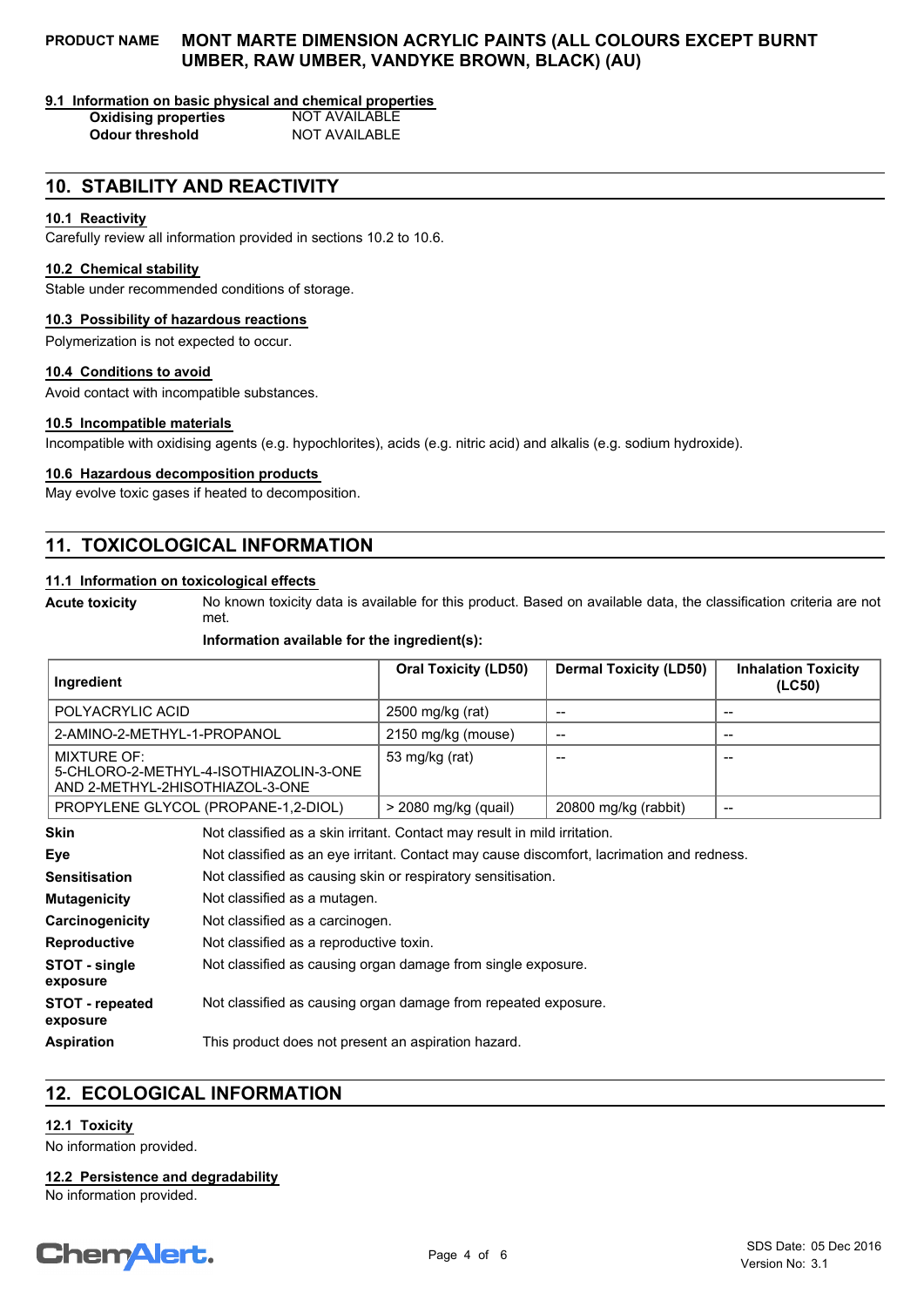### 9.1 Information on basic physical and chemical properties

| | |
|---|---|
| **Oxidising properties** | NOT AVAILABLE |
| **Odour threshold** | NOT AVAILABLE |

## 10. STABILITY AND REACTIVITY

### 10.1 Reactivity

Carefully review all information provided in sections 10.2 to 10.6.

### 10.2 Chemical stability

Stable under recommended conditions of storage.

### 10.3 Possibility of hazardous reactions

Polymerization is not expected to occur.

### 10.4 Conditions to avoid

Avoid contact with incompatible substances.

### 10.5 Incompatible materials

Incompatible with oxidising agents (e.g. hypochlorites), acids (e.g. nitric acid) and alkalis (e.g. sodium hydroxide).

### 10.6 Hazardous decomposition products

May evolve toxic gases if heated to decomposition.

## 11. TOXICOLOGICAL INFORMATION

### 11.1 Information on toxicological effects

**Acute toxicity** No known toxicity data is available for this product. Based on available data, the classification criteria are not met.

**Information available for the ingredient(s):**

| Ingredient | Oral Toxicity (LD50) | Dermal Toxicity (LD50) | Inhalation Toxicity (LC50) |
|---|---|---|---|
| POLYACRYLIC ACID | 2500 mg/kg (rat) | -- | -- |
| 2-AMINO-2-METHYL-1-PROPANOL | 2150 mg/kg (mouse) | -- | -- |
| MIXTURE OF: 5-CHLORO-2-METHYL-4-ISOTHIAZOLIN-3-ONE AND 2-METHYL-2HISOTHIAZOL-3-ONE | 53 mg/kg (rat) | -- | -- |
| PROPYLENE GLYCOL (PROPANE-1,2-DIOL) | > 2080 mg/kg (quail) | 20800 mg/kg (rabbit) | -- |

| | |
|---|---|
| **Skin** | Not classified as a skin irritant. Contact may result in mild irritation. |
| **Eye** | Not classified as an eye irritant. Contact may cause discomfort, lacrimation and redness. |
| **Sensitisation** | Not classified as causing skin or respiratory sensitisation. |
| **Mutagenicity** | Not classified as a mutagen. |
| **Carcinogenicity** | Not classified as a carcinogen. |
| **Reproductive** | Not classified as a reproductive toxin. |
| **STOT - single exposure** | Not classified as causing organ damage from single exposure. |
| **STOT - repeated exposure** | Not classified as causing organ damage from repeated exposure. |
| **Aspiration** | This product does not present an aspiration hazard. |

## 12. ECOLOGICAL INFORMATION

### 12.1 Toxicity

No information provided.

### 12.2 Persistence and degradability

No information provided.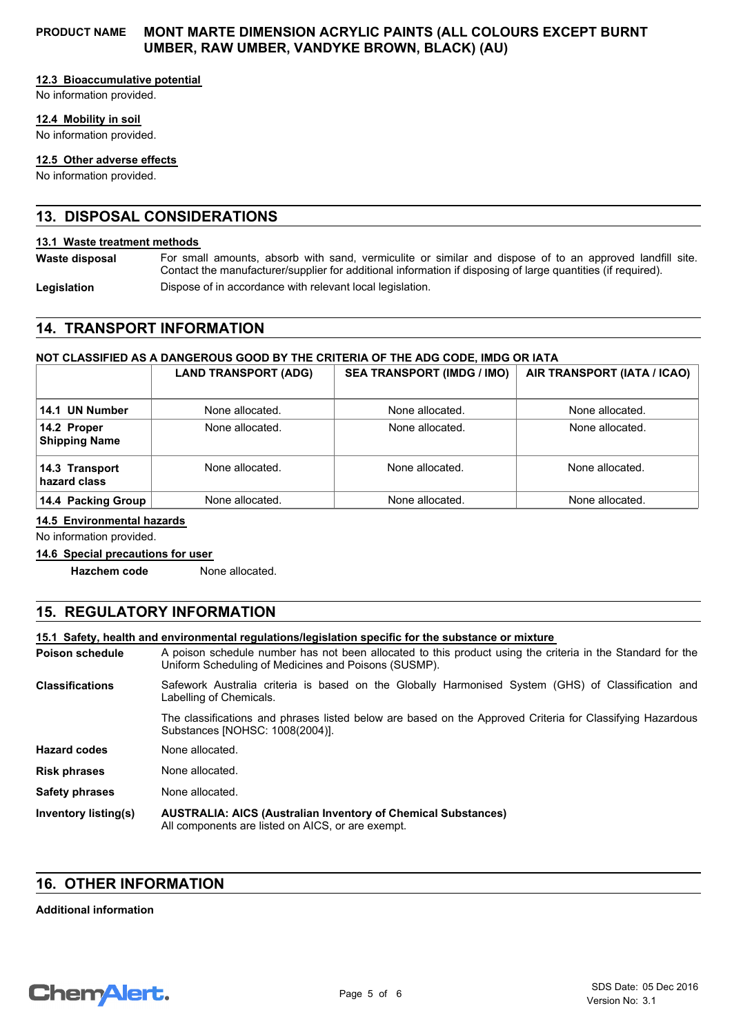### 12.3 Bioaccumulative potential

No information provided.

### 12.4 Mobility in soil

No information provided.

### 12.5 Other adverse effects

No information provided.

## 13. DISPOSAL CONSIDERATIONS

### 13.1 Waste treatment methods

**Waste disposal** For small amounts, absorb with sand, vermiculite or similar and dispose of to an approved landfill site. Contact the manufacturer/supplier for additional information if disposing of large quantities (if required).

**Legislation** Dispose of in accordance with relevant local legislation.

## 14. TRANSPORT INFORMATION

**NOT CLASSIFIED AS A DANGEROUS GOOD BY THE CRITERIA OF THE ADG CODE, IMDG OR IATA**

| | LAND TRANSPORT (ADG) | SEA TRANSPORT (IMDG / IMO) | AIR TRANSPORT (IATA / ICAO) |
|---|---|---|---|
| **14.1 UN Number** | None allocated. | None allocated. | None allocated. |
| **14.2 Proper Shipping Name** | None allocated. | None allocated. | None allocated. |
| **14.3 Transport hazard class** | None allocated. | None allocated. | None allocated. |
| **14.4 Packing Group** | None allocated. | None allocated. | None allocated. |

### 14.5 Environmental hazards

No information provided.

### 14.6 Special precautions for user

**Hazchem code** None allocated.

## 15. REGULATORY INFORMATION

### 15.1 Safety, health and environmental regulations/legislation specific for the substance or mixture

**Poison schedule** A poison schedule number has not been allocated to this product using the criteria in the Standard for the Uniform Scheduling of Medicines and Poisons (SUSMP).

**Classifications** Safework Australia criteria is based on the Globally Harmonised System (GHS) of Classification and Labelling of Chemicals.

The classifications and phrases listed below are based on the Approved Criteria for Classifying Hazardous Substances [NOHSC: 1008(2004)].

**Hazard codes** None allocated.

**Risk phrases** None allocated.

**Safety phrases** None allocated.

**Inventory listing(s)** **AUSTRALIA: AICS (Australian Inventory of Chemical Substances)**
All components are listed on AICS, or are exempt.

## 16. OTHER INFORMATION

**Additional information**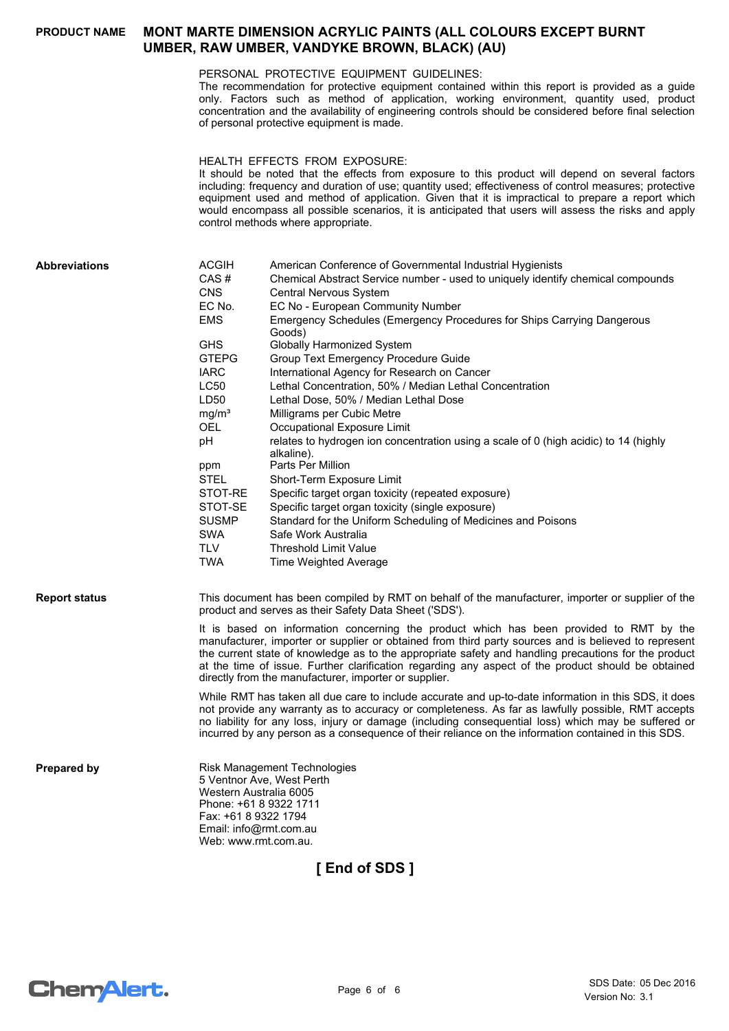PERSONAL PROTECTIVE EQUIPMENT GUIDELINES:
The recommendation for protective equipment contained within this report is provided as a guide only. Factors such as method of application, working environment, quantity used, product concentration and the availability of engineering controls should be considered before final selection of personal protective equipment is made.

HEALTH EFFECTS FROM EXPOSURE:
It should be noted that the effects from exposure to this product will depend on several factors including: frequency and duration of use; quantity used; effectiveness of control measures; protective equipment used and method of application. Given that it is impractical to prepare a report which would encompass all possible scenarios, it is anticipated that users will assess the risks and apply control methods where appropriate.

**Abbreviations**

| | |
|---|---|
| ACGIH | American Conference of Governmental Industrial Hygienists |
| CAS # | Chemical Abstract Service number - used to uniquely identify chemical compounds |
| CNS | Central Nervous System |
| EC No. | EC No - European Community Number |
| EMS | Emergency Schedules (Emergency Procedures for Ships Carrying Dangerous Goods) |
| GHS | Globally Harmonized System |
| GTEPG | Group Text Emergency Procedure Guide |
| IARC | International Agency for Research on Cancer |
| LC50 | Lethal Concentration, 50% / Median Lethal Concentration |
| LD50 | Lethal Dose, 50% / Median Lethal Dose |
| $mg/m^3$ | Milligrams per Cubic Metre |
| OEL | Occupational Exposure Limit |
| pH | relates to hydrogen ion concentration using a scale of 0 (high acidic) to 14 (highly alkaline). |
| ppm | Parts Per Million |
| STEL | Short-Term Exposure Limit |
| STOT-RE | Specific target organ toxicity (repeated exposure) |
| STOT-SE | Specific target organ toxicity (single exposure) |
| SUSMP | Standard for the Uniform Scheduling of Medicines and Poisons |
| SWA | Safe Work Australia |
| TLV | Threshold Limit Value |
| TWA | Time Weighted Average |

**Report status**

This document has been compiled by RMT on behalf of the manufacturer, importer or supplier of the product and serves as their Safety Data Sheet ('SDS').

It is based on information concerning the product which has been provided to RMT by the manufacturer, importer or supplier or obtained from third party sources and is believed to represent the current state of knowledge as to the appropriate safety and handling precautions for the product at the time of issue. Further clarification regarding any aspect of the product should be obtained directly from the manufacturer, importer or supplier.

While RMT has taken all due care to include accurate and up-to-date information in this SDS, it does not provide any warranty as to accuracy or completeness. As far as lawfully possible, RMT accepts no liability for any loss, injury or damage (including consequential loss) which may be suffered or incurred by any person as a consequence of their reliance on the information contained in this SDS.

**Prepared by**

Risk Management Technologies
5 Ventnor Ave, West Perth
Western Australia 6005
Phone: +61 8 9322 1711
Fax: +61 8 9322 1794
Email: info@rmt.com.au
Web: www.rmt.com.au.

**[ End of SDS ]**